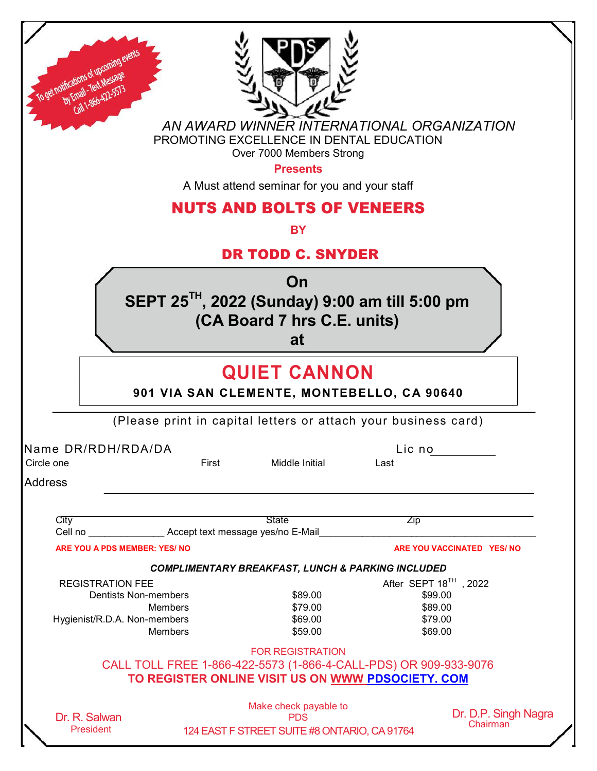To get notifications of upcoming events by Email - Text Message Call 1-866-422-5573

*AN AWARD WINNER INTERNATIONAL ORGANIZATION*

PROMOTING EXCELLENCE IN DENTAL EDUCATION

Over 7000 Members Strong

**Presents**

A Must attend seminar for you and your staff

# NUTS AND BOLTS OF VENEERS

**BY**

## DR TODD C. SNYDER

**On**

**SEPT 25TH, 2022 (Sunday) 9:00 am till 5:00 pm**

**(CA Board 7 hrs C.E. units)**

**at**

## QUIET CANNON

**901 VIA SAN CLEMENTE, MONTEBELLO, CA 90640**

(Please print in capital letters or attach your business card)

Name DR/RDH/RDA/DA Lic no__________

Circle one First Middle Initial Last

Address ______________________________________________

City ____________________ State ____________ Zip ____________

Cell no ______________ Accept text message yes/no E-Mail______________________________

**ARE YOU A PDS MEMBER: YES/ NO** **ARE YOU VACCINATED YES/ NO**

***COMPLIMENTARY BREAKFAST, LUNCH & PARKING INCLUDED***

| REGISTRATION FEE | | After SEPT 18TH, 2022 |
|---|---|---|
| Dentists Non-members | \$89.00 | \$99.00 |
| Members | \$79.00 | \$89.00 |
| Hygienist/R.D.A. Non-members | \$69.00 | \$79.00 |
| Members | \$59.00 | \$69.00 |

FOR REGISTRATION

CALL TOLL FREE 1-866-422-5573 (1-866-4-CALL-PDS) OR 909-933-9076

**TO REGISTER ONLINE VISIT US ON WWW PDSOCIETY. COM**

Make check payable to PDS

124 EAST F STREET SUITE #8 ONTARIO, CA 91764

Dr. R. Salwan
President

Dr. D.P. Singh Nagra
Chairman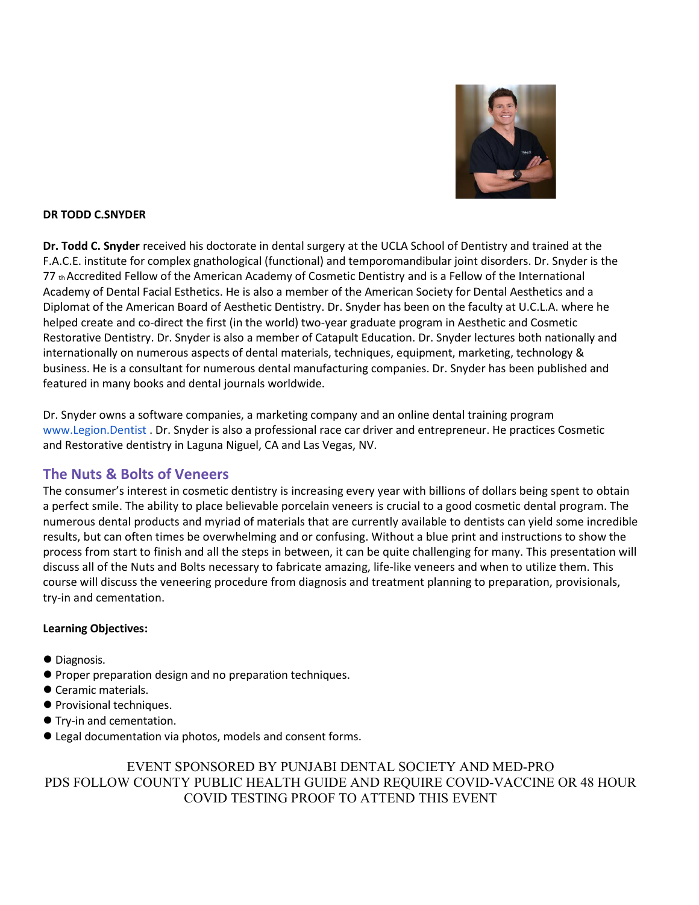**DR TODD C.SNYDER**

**Dr. Todd C. Snyder** received his doctorate in dental surgery at the UCLA School of Dentistry and trained at the F.A.C.E. institute for complex gnathological (functional) and temporomandibular joint disorders. Dr. Snyder is the 77 th Accredited Fellow of the American Academy of Cosmetic Dentistry and is a Fellow of the International Academy of Dental Facial Esthetics. He is also a member of the American Society for Dental Aesthetics and a Diplomat of the American Board of Aesthetic Dentistry. Dr. Snyder has been on the faculty at U.C.L.A. where he helped create and co-direct the first (in the world) two-year graduate program in Aesthetic and Cosmetic Restorative Dentistry. Dr. Snyder is also a member of Catapult Education. Dr. Snyder lectures both nationally and internationally on numerous aspects of dental materials, techniques, equipment, marketing, technology & business. He is a consultant for numerous dental manufacturing companies. Dr. Snyder has been published and featured in many books and dental journals worldwide.

Dr. Snyder owns a software companies, a marketing company and an online dental training program www.Legion.Dentist . Dr. Snyder is also a professional race car driver and entrepreneur. He practices Cosmetic and Restorative dentistry in Laguna Niguel, CA and Las Vegas, NV.

## The Nuts & Bolts of Veneers

The consumer's interest in cosmetic dentistry is increasing every year with billions of dollars being spent to obtain a perfect smile. The ability to place believable porcelain veneers is crucial to a good cosmetic dental program. The numerous dental products and myriad of materials that are currently available to dentists can yield some incredible results, but can often times be overwhelming and or confusing. Without a blue print and instructions to show the process from start to finish and all the steps in between, it can be quite challenging for many. This presentation will discuss all of the Nuts and Bolts necessary to fabricate amazing, life-like veneers and when to utilize them. This course will discuss the veneering procedure from diagnosis and treatment planning to preparation, provisionals, try-in and cementation.

**Learning Objectives:**

- Diagnosis.
- Proper preparation design and no preparation techniques.
- Ceramic materials.
- Provisional techniques.
- Try-in and cementation.
- Legal documentation via photos, models and consent forms.

EVENT SPONSORED BY PUNJABI DENTAL SOCIETY AND MED-PRO
PDS FOLLOW COUNTY PUBLIC HEALTH GUIDE AND REQUIRE COVID-VACCINE OR 48 HOUR COVID TESTING PROOF TO ATTEND THIS EVENT